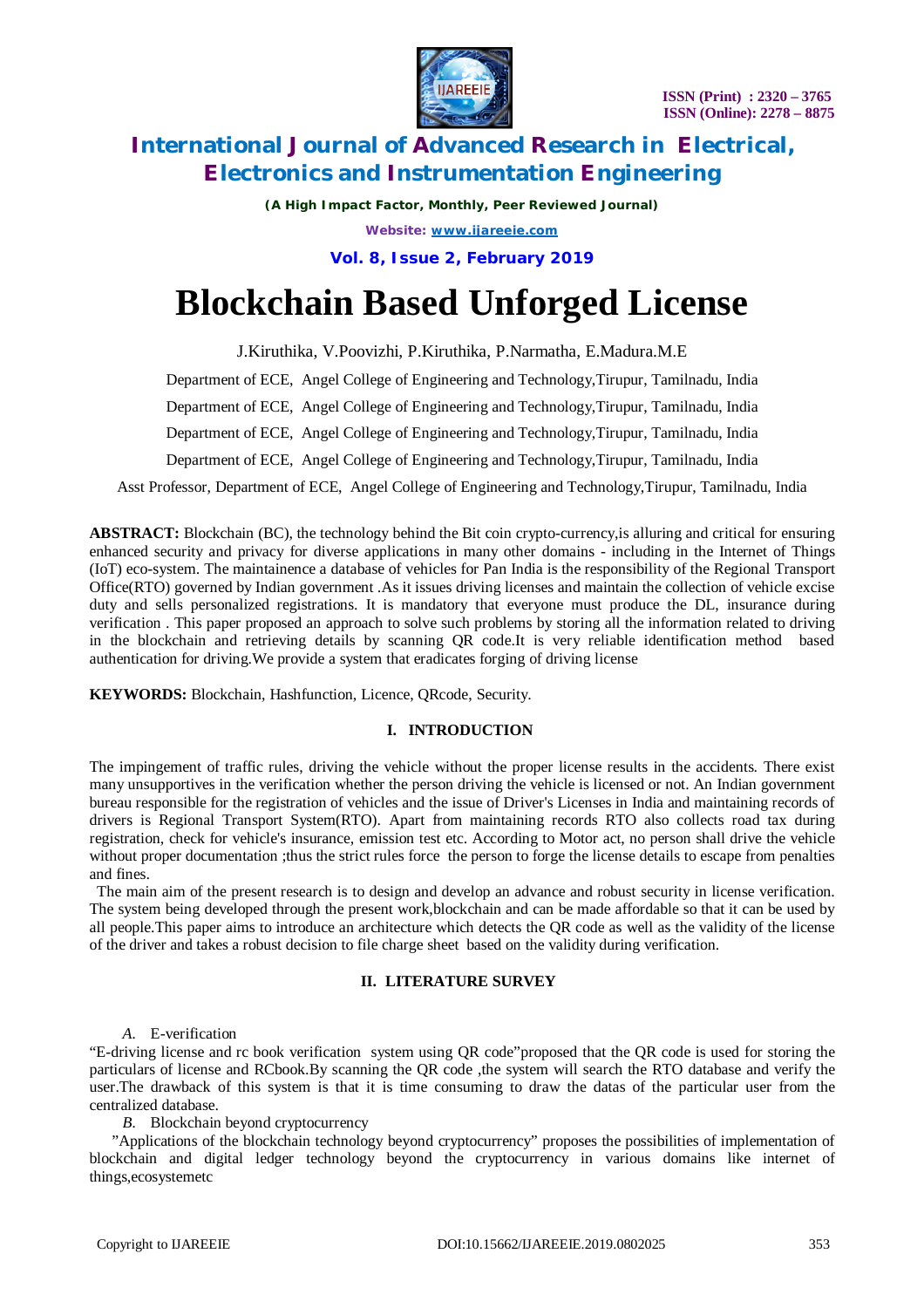# Blockchain Based Unforged License

J.Kiruthika, V.Poovizhi, P.Kiruthika, P.Narmatha, E.Madura.M.E

Department of ECE, Angel College of Engineering and Technology,Tirupur, Tamilnadu, India

Department of ECE, Angel College of Engineering and Technology,Tirupur, Tamilnadu, India

Department of ECE, Angel College of Engineering and Technology,Tirupur, Tamilnadu, India

Department of ECE, Angel College of Engineering and Technology,Tirupur, Tamilnadu, India

Asst Professor, Department of ECE, Angel College of Engineering and Technology,Tirupur, Tamilnadu, India

**ABSTRACT:** Blockchain (BC), the technology behind the Bit coin crypto-currency,is alluring and critical for ensuring enhanced security and privacy for diverse applications in many other domains - including in the Internet of Things (IoT) eco-system. The maintainence a database of vehicles for Pan India is the responsibility of the Regional Transport Office(RTO) governed by Indian government .As it issues driving licenses and maintain the collection of vehicle excise duty and sells personalized registrations. It is mandatory that everyone must produce the DL, insurance during verification . This paper proposed an approach to solve such problems by storing all the information related to driving in the blockchain and retrieving details by scanning QR code.It is very reliable identification method based authentication for driving.We provide a system that eradicates forging of driving license

**KEYWORDS:** Blockchain, Hashfunction, Licence, QRcode, Security.

## I. INTRODUCTION

The impingement of traffic rules, driving the vehicle without the proper license results in the accidents. There exist many unsupportives in the verification whether the person driving the vehicle is licensed or not. An Indian government bureau responsible for the registration of vehicles and the issue of Driver's Licenses in India and maintaining records of drivers is Regional Transport System(RTO). Apart from maintaining records RTO also collects road tax during registration, check for vehicle's insurance, emission test etc. According to Motor act, no person shall drive the vehicle without proper documentation ;thus the strict rules force the person to forge the license details to escape from penalties and fines.

The main aim of the present research is to design and develop an advance and robust security in license verification. The system being developed through the present work,blockchain and can be made affordable so that it can be used by all people.This paper aims to introduce an architecture which detects the QR code as well as the validity of the license of the driver and takes a robust decision to file charge sheet based on the validity during verification.

## II. LITERATURE SURVEY

*A.* E-verification

"E-driving license and rc book verification system using QR code"proposed that the QR code is used for storing the particulars of license and RCbook.By scanning the QR code ,the system will search the RTO database and verify the user.The drawback of this system is that it is time consuming to draw the datas of the particular user from the centralized database.

*B.* Blockchain beyond cryptocurrency

"Applications of the blockchain technology beyond cryptocurrency" proposes the possibilities of implementation of blockchain and digital ledger technology beyond the cryptocurrency in various domains like internet of things,ecosystemetc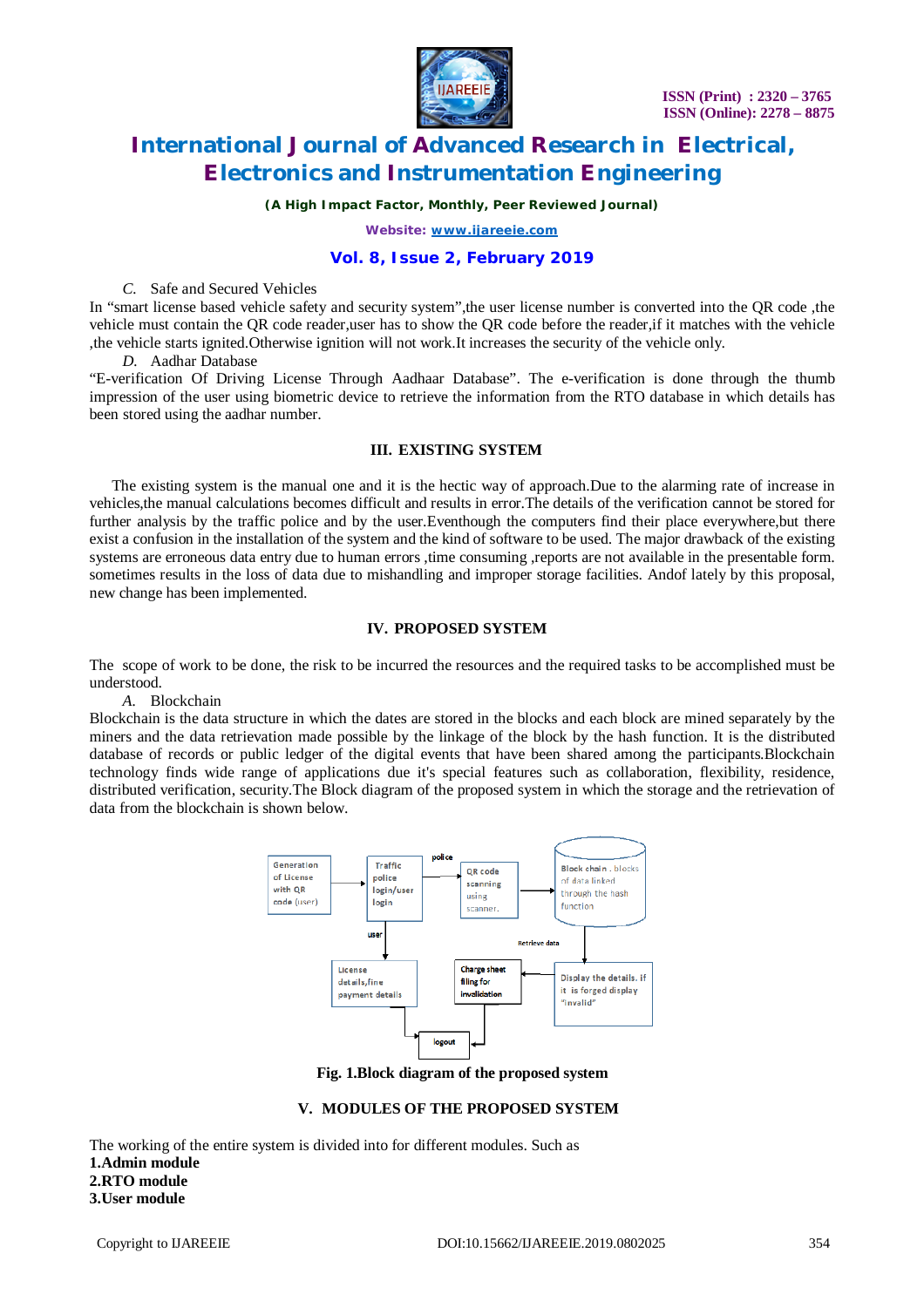*C.* Safe and Secured Vehicles

In "smart license based vehicle safety and security system",the user license number is converted into the QR code ,the vehicle must contain the QR code reader,user has to show the QR code before the reader,if it matches with the vehicle ,the vehicle starts ignited.Otherwise ignition will not work.It increases the security of the vehicle only.

*D.* Aadhar Database

"E-verification Of Driving License Through Aadhaar Database". The e-verification is done through the thumb impression of the user using biometric device to retrieve the information from the RTO database in which details has been stored using the aadhar number.

## III. EXISTING SYSTEM

The existing system is the manual one and it is the hectic way of approach.Due to the alarming rate of increase in vehicles,the manual calculations becomes difficult and results in error.The details of the verification cannot be stored for further analysis by the traffic police and by the user.Eventhough the computers find their place everywhere,but there exist a confusion in the installation of the system and the kind of software to be used. The major drawback of the existing systems are erroneous data entry due to human errors ,time consuming ,reports are not available in the presentable form. sometimes results in the loss of data due to mishandling and improper storage facilities. Andof lately by this proposal, new change has been implemented.

## IV. PROPOSED SYSTEM

The scope of work to be done, the risk to be incurred the resources and the required tasks to be accomplished must be understood.

*A.* Blockchain

Blockchain is the data structure in which the dates are stored in the blocks and each block are mined separately by the miners and the data retrievation made possible by the linkage of the block by the hash function. It is the distributed database of records or public ledger of the digital events that have been shared among the participants.Blockchain technology finds wide range of applications due it's special features such as collaboration, flexibility, residence, distributed verification, security.The Block diagram of the proposed system in which the storage and the retrievation of data from the blockchain is shown below.

Generation of License with QR code (user) → Traffic police login/user login → (police) → QR code scanning using scanner. → Block chain . blocks of data linked through the hash function → (Retrieve data) → Display the details. if it is forged display "invalid" → Charge sheet filing for invalidation → logout

Traffic police login/user login → (user) → License details,fine payment details → logout

**Fig. 1.Block diagram of the proposed system**

## V. MODULES OF THE PROPOSED SYSTEM

The working of the entire system is divided into for different modules. Such as

**1.Admin module**
**2.RTO module**
**3.User module**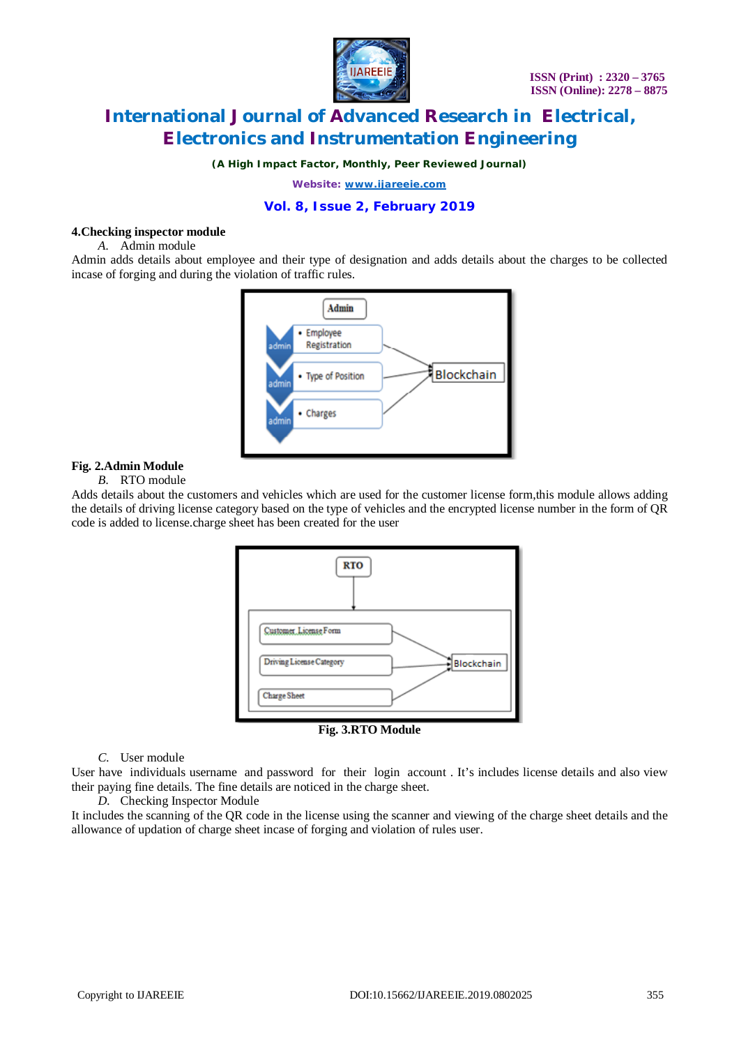**4.Checking inspector module**

*A.* Admin module

Admin adds details about employee and their type of designation and adds details about the charges to be collected incase of forging and during the violation of traffic rules.

**Fig. 2.Admin Module**

*B.* RTO module

Adds details about the customers and vehicles which are used for the customer license form,this module allows adding the details of driving license category based on the type of vehicles and the encrypted license number in the form of QR code is added to license.charge sheet has been created for the user

**Fig. 3.RTO Module**

*C.* User module

User have individuals username and password for their login account . It's includes license details and also view their paying fine details. The fine details are noticed in the charge sheet.

*D.* Checking Inspector Module

It includes the scanning of the QR code in the license using the scanner and viewing of the charge sheet details and the allowance of updation of charge sheet incase of forging and violation of rules user.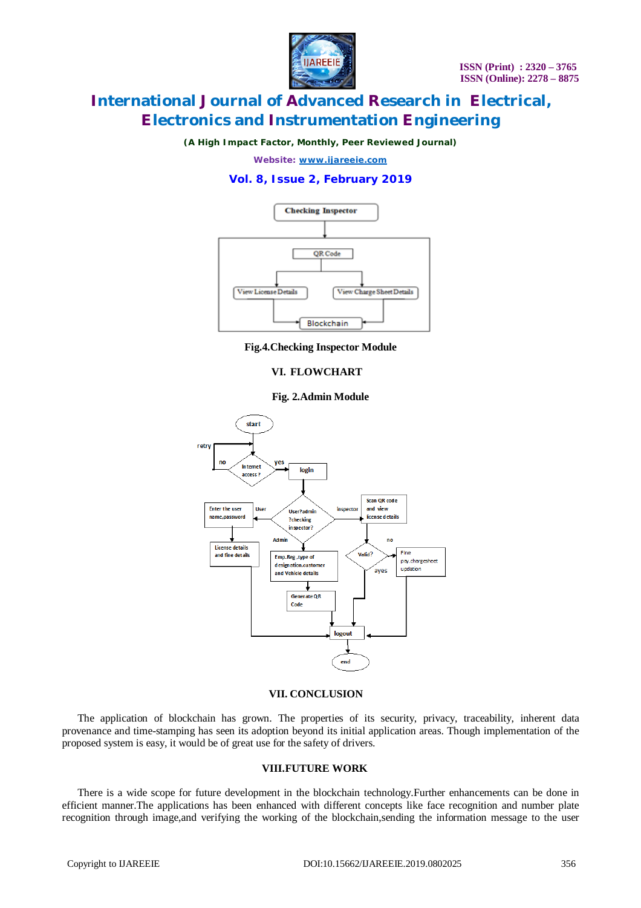Checking Inspector

QR Code

View License Details

View Charge Sheet Details

Blockchain

**Fig.4.Checking Inspector Module**

## VI. FLOWCHART

**Fig. 2.Admin Module**

start

retry

no

Internet access ?

yes

login

Enter the user name,password

User

User?admin ?checking inspector?

inspector

Scan QR code and view license details

License details and fine details

Admin

no

Valid?

Fine pay,chargesheet updation

Emp.Reg ,type of designation,customer and Vehicle details

ayes

Generate QR Code

logout

end

## VII. CONCLUSION

The application of blockchain has grown. The properties of its security, privacy, traceability, inherent data provenance and time-stamping has seen its adoption beyond its initial application areas. Though implementation of the proposed system is easy, it would be of great use for the safety of drivers.

## VIII.FUTURE WORK

There is a wide scope for future development in the blockchain technology.Further enhancements can be done in efficient manner.The applications has been enhanced with different concepts like face recognition and number plate recognition through image,and verifying the working of the blockchain,sending the information message to the user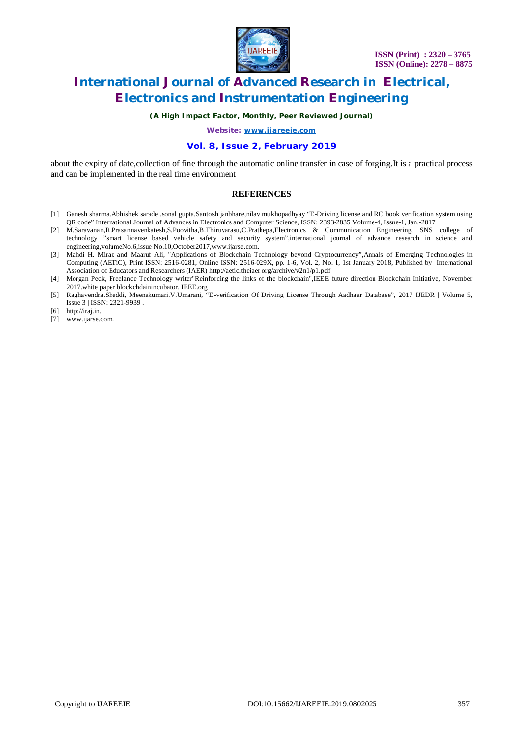about the expiry of date,collection of fine through the automatic online transfer in case of forging.It is a practical process and can be implemented in the real time environment

## REFERENCES

[1] Ganesh sharma,Abhishek sarade ,sonal gupta,Santosh janbhare,nilav mukhopadhyay "E-Driving license and RC book verification system using QR code" International Journal of Advances in Electronics and Computer Science, ISSN: 2393-2835 Volume-4, Issue-1, Jan.-2017

[2] M.Saravanan,R.Prasannavenkatesh,S.Poovitha,B.Thiruvarasu,C.Prathepa,Electronics & Communication Engineering, SNS college of technology "smart license based vehicle safety and security system",international journal of advance research in science and engineering,volumeNo.6,issue No.10,October2017,www.ijarse.com.

[3] Mahdi H. Miraz and Maaruf Ali, "Applications of Blockchain Technology beyond Cryptocurrency",Annals of Emerging Technologies in Computing (AETiC), Print ISSN: 2516-0281, Online ISSN: 2516-029X, pp. 1-6, Vol. 2, No. 1, 1st January 2018, Published by International Association of Educators and Researchers (IAER) http://aetic.theiaer.org/archive/v2n1/p1.pdf

[4] Morgan Peck, Freelance Technology writer"Reinforcing the links of the blockchain",IEEE future direction Blockchain Initiative, November 2017.white paper blockchdainincubator. IEEE.org

[5] Raghavendra.Sheddi, Meenakumari.V.Umarani, "E-verification Of Driving License Through Aadhaar Database", 2017 IJEDR | Volume 5, Issue 3 | ISSN: 2321-9939 .

[6] http://iraj.in.

[7] www.ijarse.com.